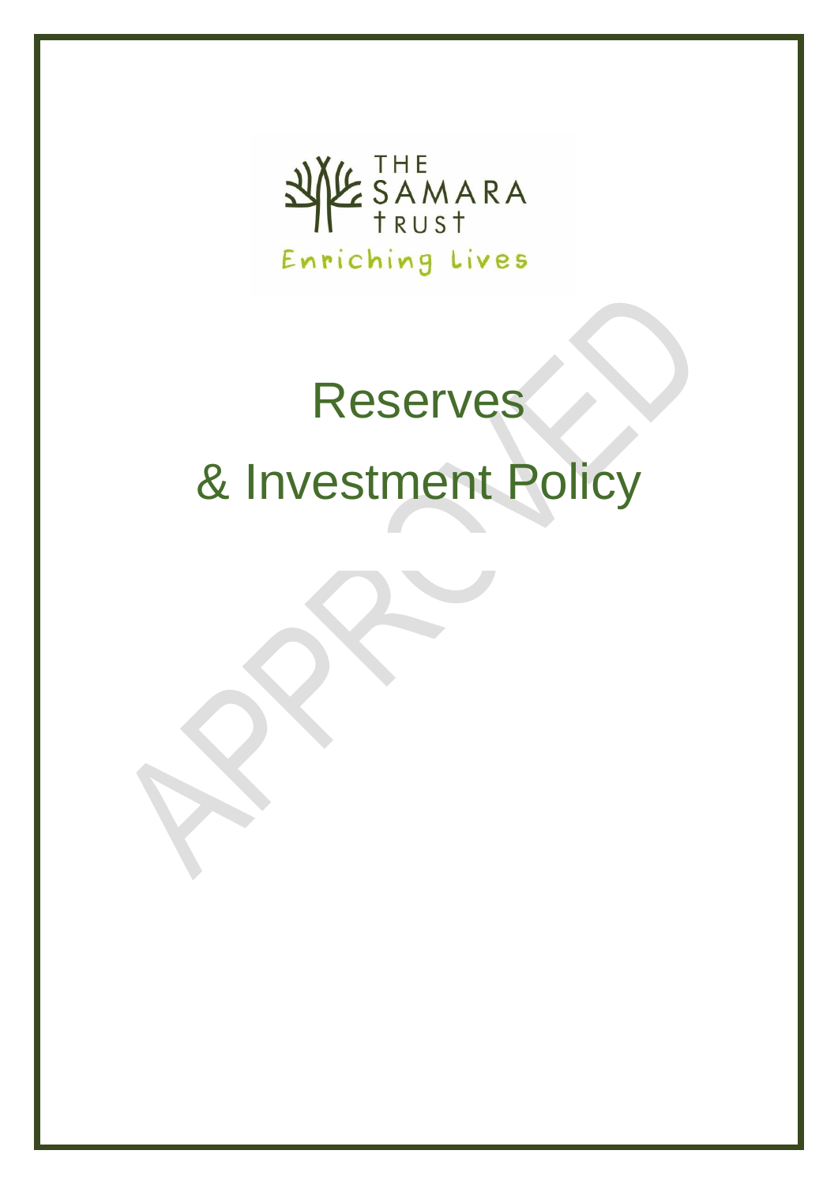THE SAMARA TRUST

Enriching Lives

# Reserves

# & Investment Policy

APPROVED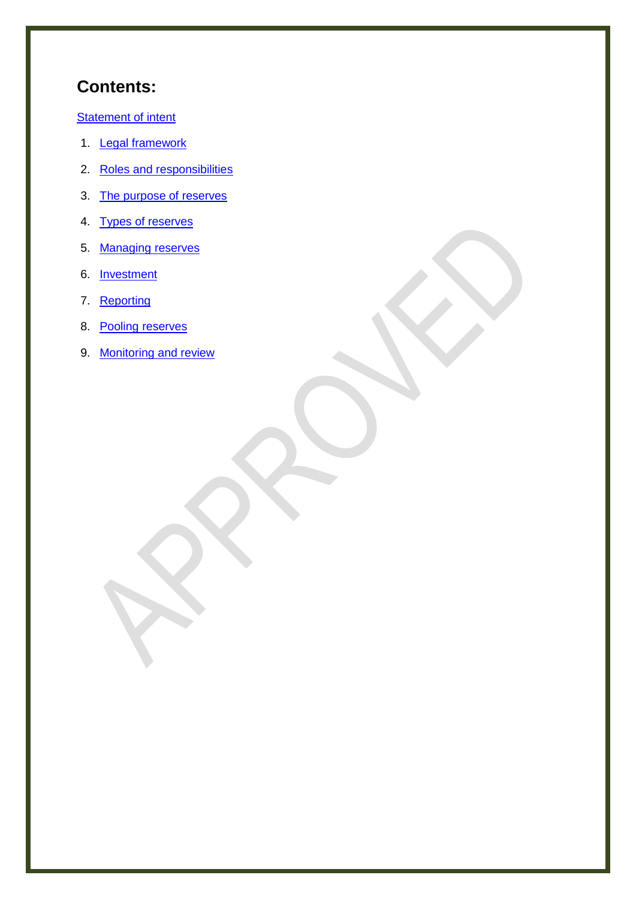## Contents:

Statement of intent

1. Legal framework
2. Roles and responsibilities
3. The purpose of reserves
4. Types of reserves
5. Managing reserves
6. Investment
7. Reporting
8. Pooling reserves
9. Monitoring and review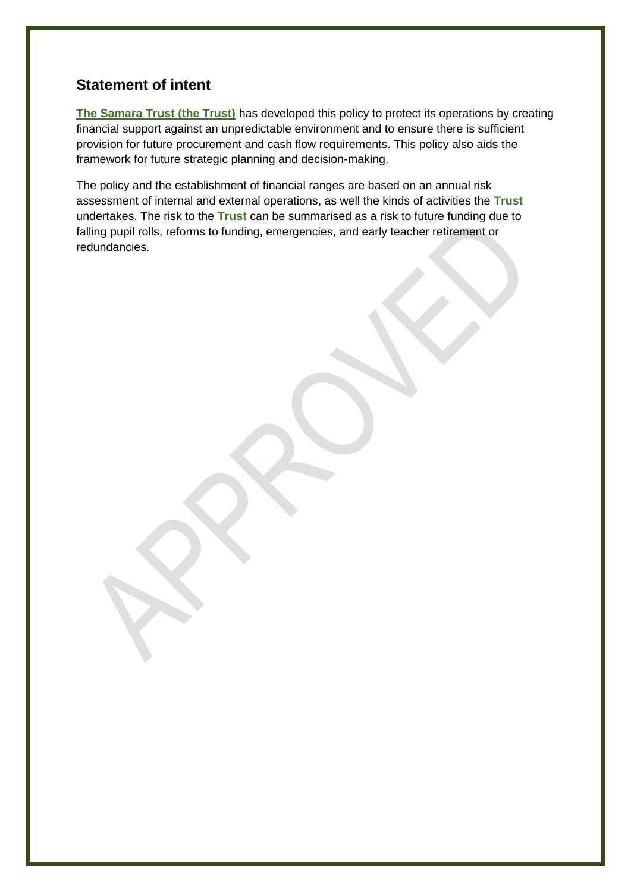## Statement of intent

**The Samara Trust (the Trust)** has developed this policy to protect its operations by creating financial support against an unpredictable environment and to ensure there is sufficient provision for future procurement and cash flow requirements. This policy also aids the framework for future strategic planning and decision-making.

The policy and the establishment of financial ranges are based on an annual risk assessment of internal and external operations, as well the kinds of activities the **Trust** undertakes. The risk to the **Trust** can be summarised as a risk to future funding due to falling pupil rolls, reforms to funding, emergencies, and early teacher retirement or redundancies.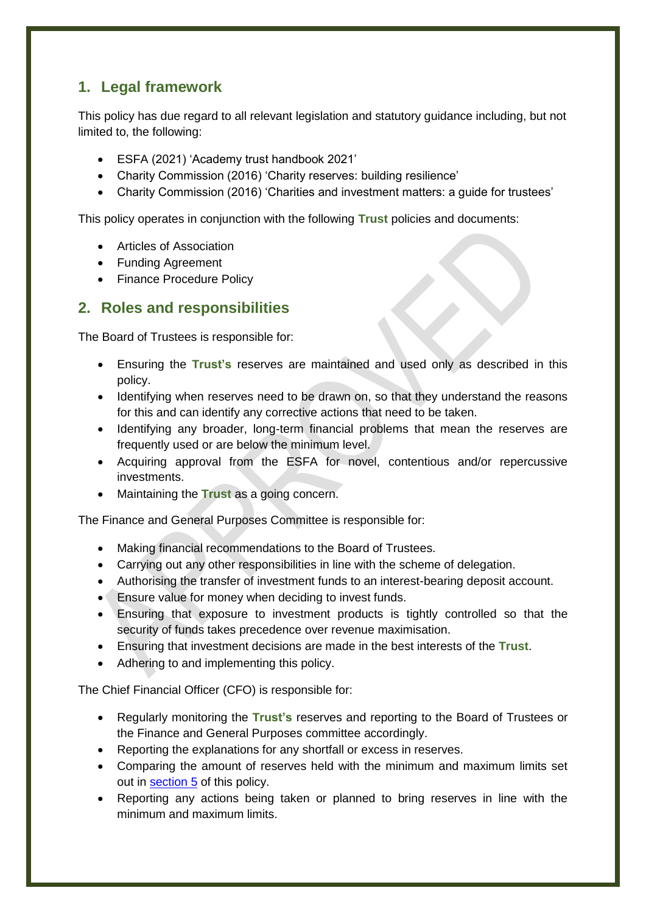## 1. Legal framework

This policy has due regard to all relevant legislation and statutory guidance including, but not limited to, the following:

- ESFA (2021) 'Academy trust handbook 2021'
- Charity Commission (2016) 'Charity reserves: building resilience'
- Charity Commission (2016) 'Charities and investment matters: a guide for trustees'

This policy operates in conjunction with the following **Trust** policies and documents:

- Articles of Association
- Funding Agreement
- Finance Procedure Policy

## 2. Roles and responsibilities

The Board of Trustees is responsible for:

- Ensuring the **Trust's** reserves are maintained and used only as described in this policy.
- Identifying when reserves need to be drawn on, so that they understand the reasons for this and can identify any corrective actions that need to be taken.
- Identifying any broader, long-term financial problems that mean the reserves are frequently used or are below the minimum level.
- Acquiring approval from the ESFA for novel, contentious and/or repercussive investments.
- Maintaining the **Trust** as a going concern.

The Finance and General Purposes Committee is responsible for:

- Making financial recommendations to the Board of Trustees.
- Carrying out any other responsibilities in line with the scheme of delegation.
- Authorising the transfer of investment funds to an interest-bearing deposit account.
- Ensure value for money when deciding to invest funds.
- Ensuring that exposure to investment products is tightly controlled so that the security of funds takes precedence over revenue maximisation.
- Ensuring that investment decisions are made in the best interests of the **Trust**.
- Adhering to and implementing this policy.

The Chief Financial Officer (CFO) is responsible for:

- Regularly monitoring the **Trust's** reserves and reporting to the Board of Trustees or the Finance and General Purposes committee accordingly.
- Reporting the explanations for any shortfall or excess in reserves.
- Comparing the amount of reserves held with the minimum and maximum limits set out in section 5 of this policy.
- Reporting any actions being taken or planned to bring reserves in line with the minimum and maximum limits.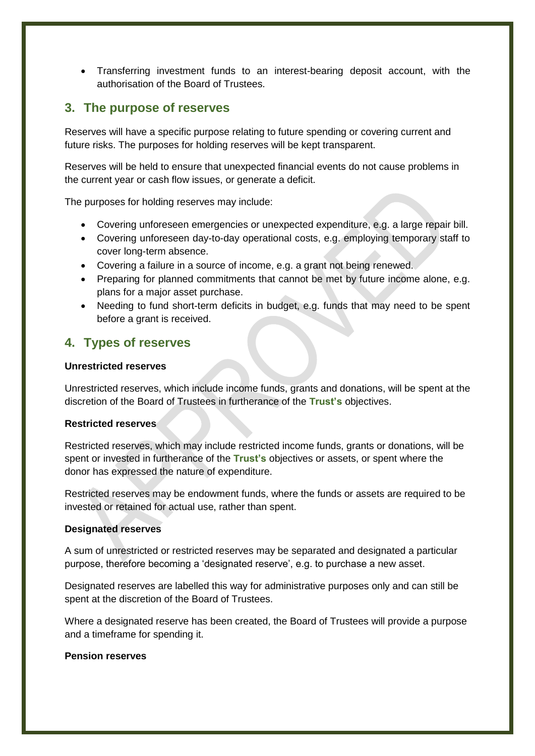- Transferring investment funds to an interest-bearing deposit account, with the authorisation of the Board of Trustees.

## 3. The purpose of reserves

Reserves will have a specific purpose relating to future spending or covering current and future risks. The purposes for holding reserves will be kept transparent.

Reserves will be held to ensure that unexpected financial events do not cause problems in the current year or cash flow issues, or generate a deficit.

The purposes for holding reserves may include:

- Covering unforeseen emergencies or unexpected expenditure, e.g. a large repair bill.
- Covering unforeseen day-to-day operational costs, e.g. employing temporary staff to cover long-term absence.
- Covering a failure in a source of income, e.g. a grant not being renewed.
- Preparing for planned commitments that cannot be met by future income alone, e.g. plans for a major asset purchase.
- Needing to fund short-term deficits in budget, e.g. funds that may need to be spent before a grant is received.

## 4. Types of reserves

**Unrestricted reserves**

Unrestricted reserves, which include income funds, grants and donations, will be spent at the discretion of the Board of Trustees in furtherance of the **Trust's** objectives.

**Restricted reserves**

Restricted reserves, which may include restricted income funds, grants or donations, will be spent or invested in furtherance of the **Trust's** objectives or assets, or spent where the donor has expressed the nature of expenditure.

Restricted reserves may be endowment funds, where the funds or assets are required to be invested or retained for actual use, rather than spent.

**Designated reserves**

A sum of unrestricted or restricted reserves may be separated and designated a particular purpose, therefore becoming a 'designated reserve', e.g. to purchase a new asset.

Designated reserves are labelled this way for administrative purposes only and can still be spent at the discretion of the Board of Trustees.

Where a designated reserve has been created, the Board of Trustees will provide a purpose and a timeframe for spending it.

**Pension reserves**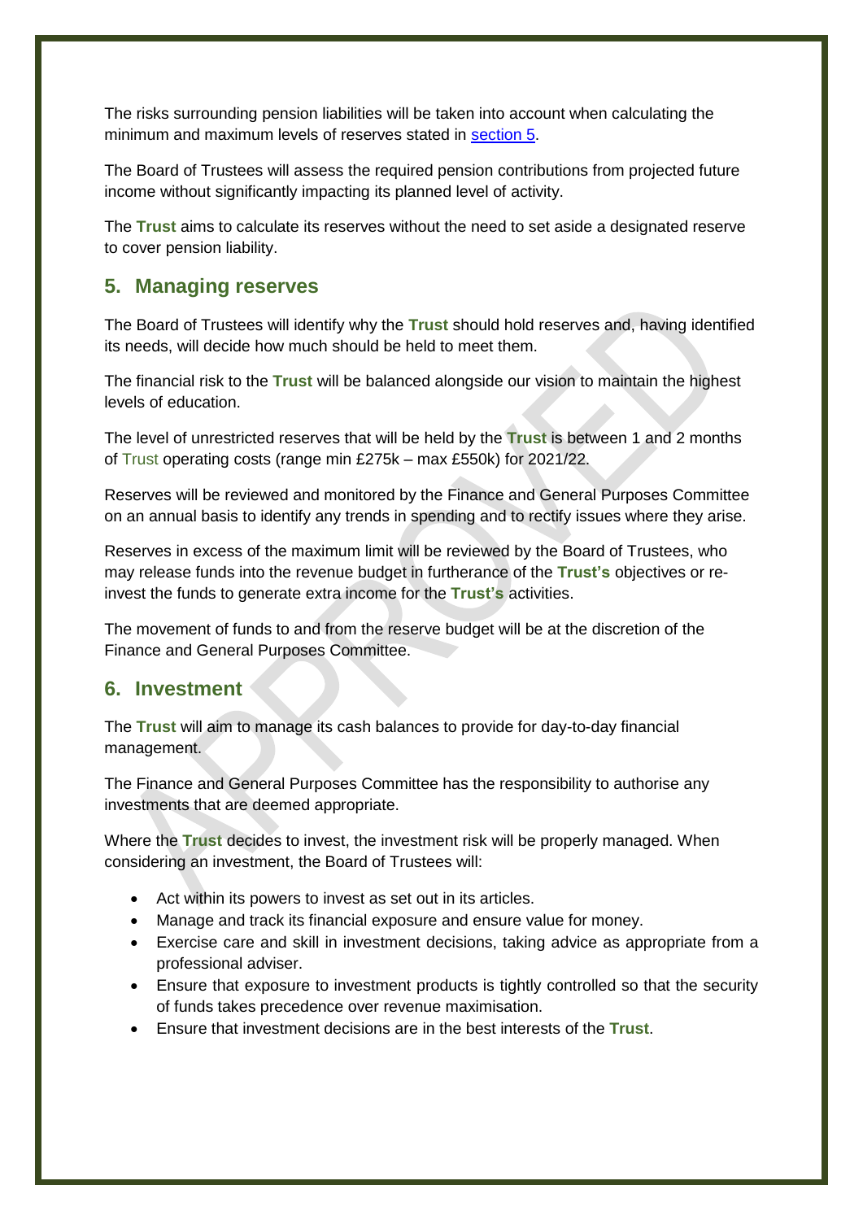The risks surrounding pension liabilities will be taken into account when calculating the minimum and maximum levels of reserves stated in [section 5](#).

The Board of Trustees will assess the required pension contributions from projected future income without significantly impacting its planned level of activity.

The **Trust** aims to calculate its reserves without the need to set aside a designated reserve to cover pension liability.

## 5. Managing reserves

The Board of Trustees will identify why the **Trust** should hold reserves and, having identified its needs, will decide how much should be held to meet them.

The financial risk to the **Trust** will be balanced alongside our vision to maintain the highest levels of education.

The level of unrestricted reserves that will be held by the **Trust** is between 1 and 2 months of Trust operating costs (range min £275k – max £550k) for 2021/22.

Reserves will be reviewed and monitored by the Finance and General Purposes Committee on an annual basis to identify any trends in spending and to rectify issues where they arise.

Reserves in excess of the maximum limit will be reviewed by the Board of Trustees, who may release funds into the revenue budget in furtherance of the **Trust's** objectives or re-invest the funds to generate extra income for the **Trust's** activities.

The movement of funds to and from the reserve budget will be at the discretion of the Finance and General Purposes Committee.

## 6. Investment

The **Trust** will aim to manage its cash balances to provide for day-to-day financial management.

The Finance and General Purposes Committee has the responsibility to authorise any investments that are deemed appropriate.

Where the **Trust** decides to invest, the investment risk will be properly managed. When considering an investment, the Board of Trustees will:

- Act within its powers to invest as set out in its articles.
- Manage and track its financial exposure and ensure value for money.
- Exercise care and skill in investment decisions, taking advice as appropriate from a professional adviser.
- Ensure that exposure to investment products is tightly controlled so that the security of funds takes precedence over revenue maximisation.
- Ensure that investment decisions are in the best interests of the **Trust**.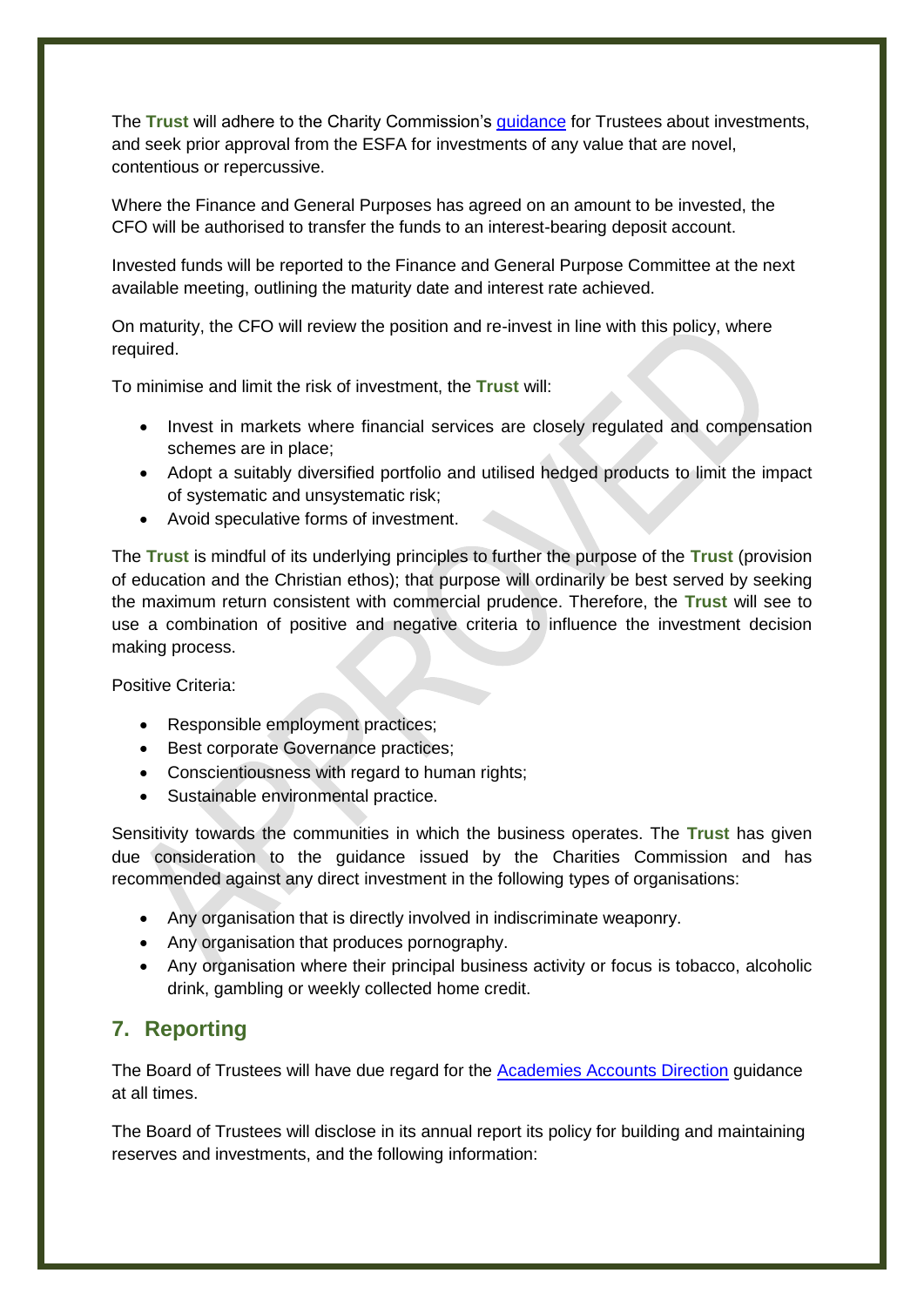The **Trust** will adhere to the Charity Commission's guidance for Trustees about investments, and seek prior approval from the ESFA for investments of any value that are novel, contentious or repercussive.

Where the Finance and General Purposes has agreed on an amount to be invested, the CFO will be authorised to transfer the funds to an interest-bearing deposit account.

Invested funds will be reported to the Finance and General Purpose Committee at the next available meeting, outlining the maturity date and interest rate achieved.

On maturity, the CFO will review the position and re-invest in line with this policy, where required.

To minimise and limit the risk of investment, the **Trust** will:

- Invest in markets where financial services are closely regulated and compensation schemes are in place;
- Adopt a suitably diversified portfolio and utilised hedged products to limit the impact of systematic and unsystematic risk;
- Avoid speculative forms of investment.

The **Trust** is mindful of its underlying principles to further the purpose of the **Trust** (provision of education and the Christian ethos); that purpose will ordinarily be best served by seeking the maximum return consistent with commercial prudence. Therefore, the **Trust** will see to use a combination of positive and negative criteria to influence the investment decision making process.

Positive Criteria:

- Responsible employment practices;
- Best corporate Governance practices;
- Conscientiousness with regard to human rights;
- Sustainable environmental practice.

Sensitivity towards the communities in which the business operates. The **Trust** has given due consideration to the guidance issued by the Charities Commission and has recommended against any direct investment in the following types of organisations:

- Any organisation that is directly involved in indiscriminate weaponry.
- Any organisation that produces pornography.
- Any organisation where their principal business activity or focus is tobacco, alcoholic drink, gambling or weekly collected home credit.

## 7. Reporting

The Board of Trustees will have due regard for the Academies Accounts Direction guidance at all times.

The Board of Trustees will disclose in its annual report its policy for building and maintaining reserves and investments, and the following information: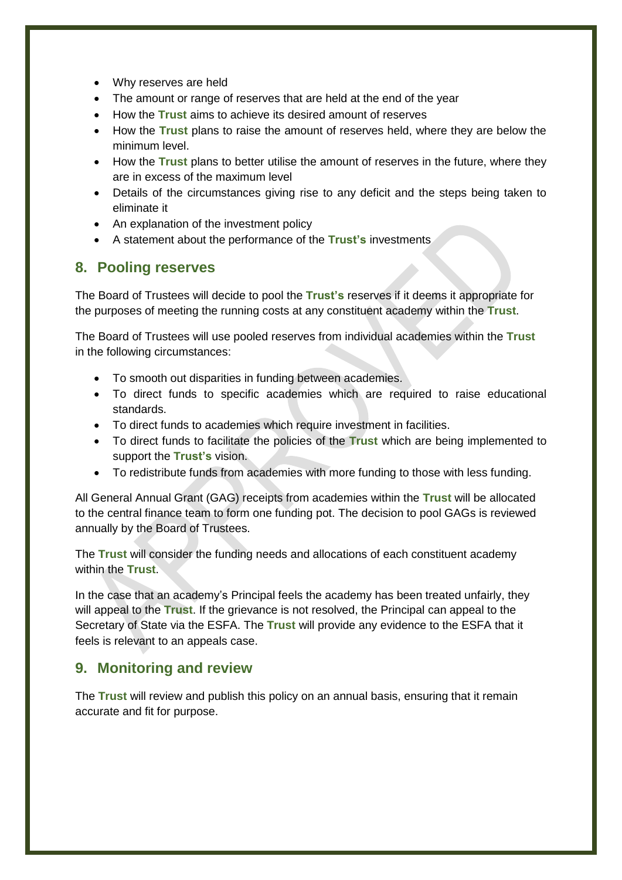- Why reserves are held
- The amount or range of reserves that are held at the end of the year
- How the **Trust** aims to achieve its desired amount of reserves
- How the **Trust** plans to raise the amount of reserves held, where they are below the minimum level.
- How the **Trust** plans to better utilise the amount of reserves in the future, where they are in excess of the maximum level
- Details of the circumstances giving rise to any deficit and the steps being taken to eliminate it
- An explanation of the investment policy
- A statement about the performance of the **Trust's** investments

## 8. Pooling reserves

The Board of Trustees will decide to pool the **Trust's** reserves if it deems it appropriate for the purposes of meeting the running costs at any constituent academy within the **Trust**.

The Board of Trustees will use pooled reserves from individual academies within the **Trust** in the following circumstances:

- To smooth out disparities in funding between academies.
- To direct funds to specific academies which are required to raise educational standards.
- To direct funds to academies which require investment in facilities.
- To direct funds to facilitate the policies of the **Trust** which are being implemented to support the **Trust's** vision.
- To redistribute funds from academies with more funding to those with less funding.

All General Annual Grant (GAG) receipts from academies within the **Trust** will be allocated to the central finance team to form one funding pot. The decision to pool GAGs is reviewed annually by the Board of Trustees.

The **Trust** will consider the funding needs and allocations of each constituent academy within the **Trust**.

In the case that an academy's Principal feels the academy has been treated unfairly, they will appeal to the **Trust**. If the grievance is not resolved, the Principal can appeal to the Secretary of State via the ESFA. The **Trust** will provide any evidence to the ESFA that it feels is relevant to an appeals case.

## 9. Monitoring and review

The **Trust** will review and publish this policy on an annual basis, ensuring that it remain accurate and fit for purpose.